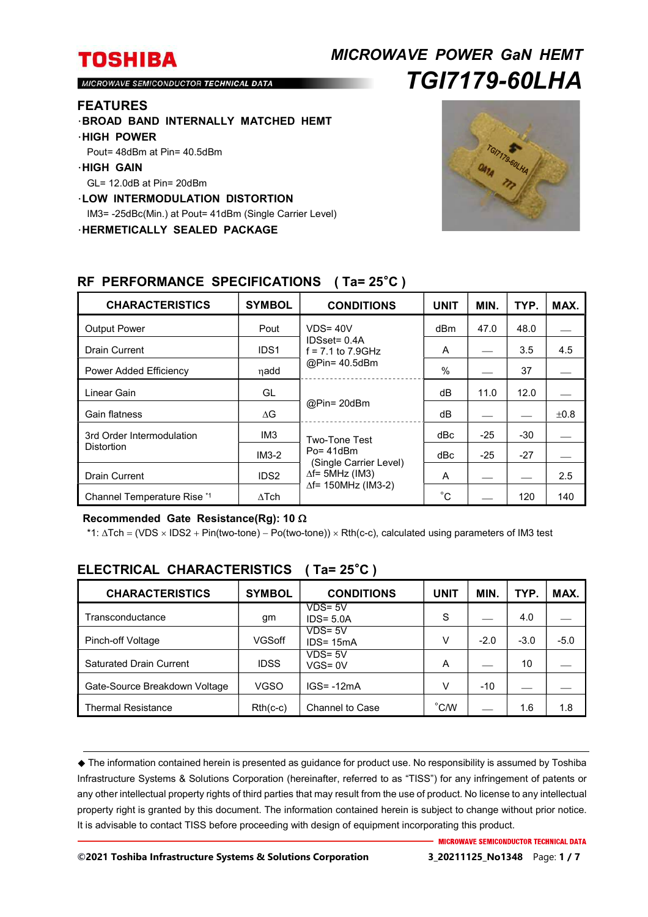**TOSHIBA**

MICROWAVE SEMICONDUCTOR TECHNICAL DATA

# MICROWAVE POWER GaN HEMT
# TGI7179-60LHA

## FEATURES

- **BROAD BAND INTERNALLY MATCHED HEMT**
- **HIGH POWER**
  Pout= 48dBm at Pin= 40.5dBm
- **HIGH GAIN**
  GL= 12.0dB at Pin= 20dBm
- **LOW INTERMODULATION DISTORTION**
  IM3= -25dBc(Min.) at Pout= 41dBm (Single Carrier Level)
- **HERMETICALLY SEALED PACKAGE**

## RF PERFORMANCE SPECIFICATIONS ( Ta= 25°C )

| CHARACTERISTICS | SYMBOL | CONDITIONS | UNIT | MIN. | TYP. | MAX. |
|---|---|---|---|---|---|---|
| Output Power | Pout | VDS= 40V IDSset= 0.4A f = 7.1 to 7.9GHz @Pin= 40.5dBm | dBm | 47.0 | 48.0 | — |
| Drain Current | IDS1 | | A | — | 3.5 | 4.5 |
| Power Added Efficiency | ηadd | | % | — | 37 | — |
| Linear Gain | GL | @Pin= 20dBm | dB | 11.0 | 12.0 | — |
| Gain flatness | ΔG | | dB | — | — | ±0.8 |
| 3rd Order Intermodulation Distortion | IM3 | Two-Tone Test Po= 41dBm (Single Carrier Level) Δf= 5MHz (IM3) Δf= 150MHz (IM3-2) | dBc | -25 | -30 | — |
| | IM3-2 | | dBc | -25 | -27 | — |
| Drain Current | IDS2 | | A | — | — | 2.5 |
| Channel Temperature Rise *1 | ΔTch | | °C | — | 120 | 140 |

**Recommended Gate Resistance(Rg): 10 Ω**

*1: ΔTch = (VDS × IDS2 + Pin(two-tone) − Po(two-tone)) × Rth(c-c), calculated using parameters of IM3 test

## ELECTRICAL CHARACTERISTICS ( Ta= 25°C )

| CHARACTERISTICS | SYMBOL | CONDITIONS | UNIT | MIN. | TYP. | MAX. |
|---|---|---|---|---|---|---|
| Transconductance | gm | VDS= 5V IDS= 5.0A | S | — | 4.0 | — |
| Pinch-off Voltage | VGSoff | VDS= 5V IDS= 15mA | V | -2.0 | -3.0 | -5.0 |
| Saturated Drain Current | IDSS | VDS= 5V VGS= 0V | A | — | 10 | — |
| Gate-Source Breakdown Voltage | VGSO | IGS= -12mA | V | -10 | — | — |
| Thermal Resistance | Rth(c-c) | Channel to Case | °C/W | — | 1.6 | 1.8 |

◆ The information contained herein is presented as guidance for product use. No responsibility is assumed by Toshiba Infrastructure Systems & Solutions Corporation (hereinafter, referred to as "TISS") for any infringement of patents or any other intellectual property rights of third parties that may result from the use of product. No license to any intellectual property right is granted by this document. The information contained herein is subject to change without prior notice. It is advisable to contact TISS before proceeding with design of equipment incorporating this product.

©2021 Toshiba Infrastructure Systems & Solutions Corporation 3_20211125_No1348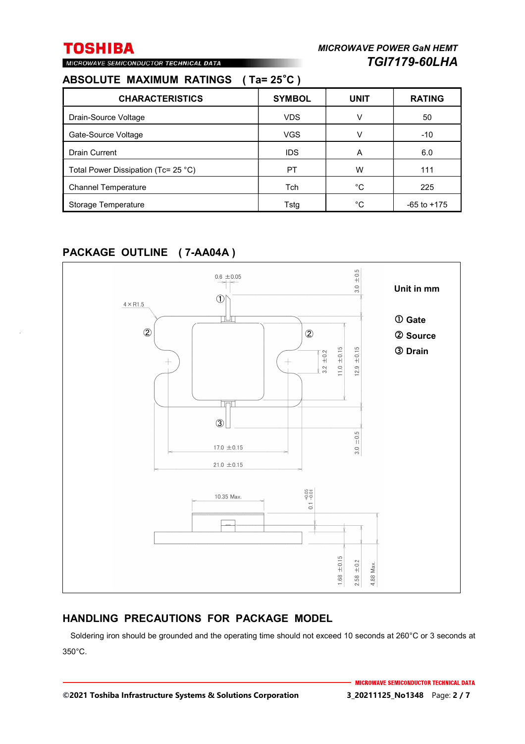## ABSOLUTE MAXIMUM RATINGS ( Ta= 25°C )

| CHARACTERISTICS | SYMBOL | UNIT | RATING |
|---|---|---|---|
| Drain-Source Voltage | VDS | V | 50 |
| Gate-Source Voltage | VGS | V | -10 |
| Drain Current | IDS | A | 6.0 |
| Total Power Dissipation (Tc= 25 °C) | PT | W | 111 |
| Channel Temperature | Tch | °C | 225 |
| Storage Temperature | Tstg | °C | -65 to +175 |

## PACKAGE OUTLINE ( 7-AA04A )

Unit in mm

① Gate
② Source
③ Drain

0.6 ±0.05
4×R1.5
3.0 ±0.5
3.2 ±0.2
11.0 ±0.15
12.9 ±0.15
3.0 ±0.5
17.0 ±0.15
21.0 ±0.15
10.35 Max.
0.1 +0.05 −0.01
1.68 ±0.15
2.58 ±0.2
4.88 Max.

## HANDLING PRECAUTIONS FOR PACKAGE MODEL

Soldering iron should be grounded and the operating time should not exceed 10 seconds at 260°C or 3 seconds at 350°C.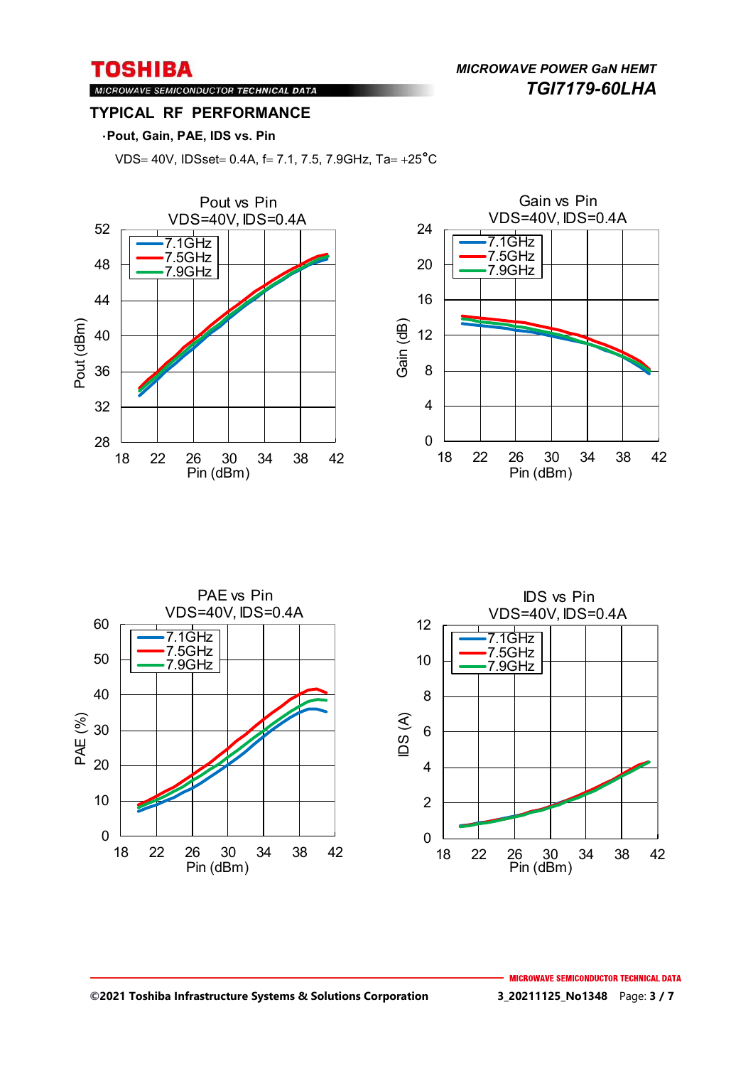## TYPICAL RF PERFORMANCE

·**Pout, Gain, PAE, IDS vs. Pin**

VDS= 40V, IDSset= 0.4A, f= 7.1, 7.5, 7.9GHz, Ta= +25°C

Pout vs Pin
VDS=40V, IDS=0.4A
Pout (dBm)
52
48
44
40
36
32
28
18 22 26 30 34 38 42
Pin (dBm)
7.1GHz
7.5GHz
7.9GHz

Gain vs Pin
VDS=40V, IDS=0.4A
Gain (dB)
24
20
16
12
8
4
0
18 22 26 30 34 38 42
Pin (dBm)
7.1GHz
7.5GHz
7.9GHz

PAE vs Pin
VDS=40V, IDS=0.4A
PAE (%)
60
50
40
30
20
10
0
18 22 26 30 34 38 42
Pin (dBm)
7.1GHz
7.5GHz
7.9GHz

IDS vs Pin
VDS=40V, IDS=0.4A
IDS (A)
12
10
8
6
4
2
0
18 22 26 30 34 38 42
Pin (dBm)
7.1GHz
7.5GHz
7.9GHz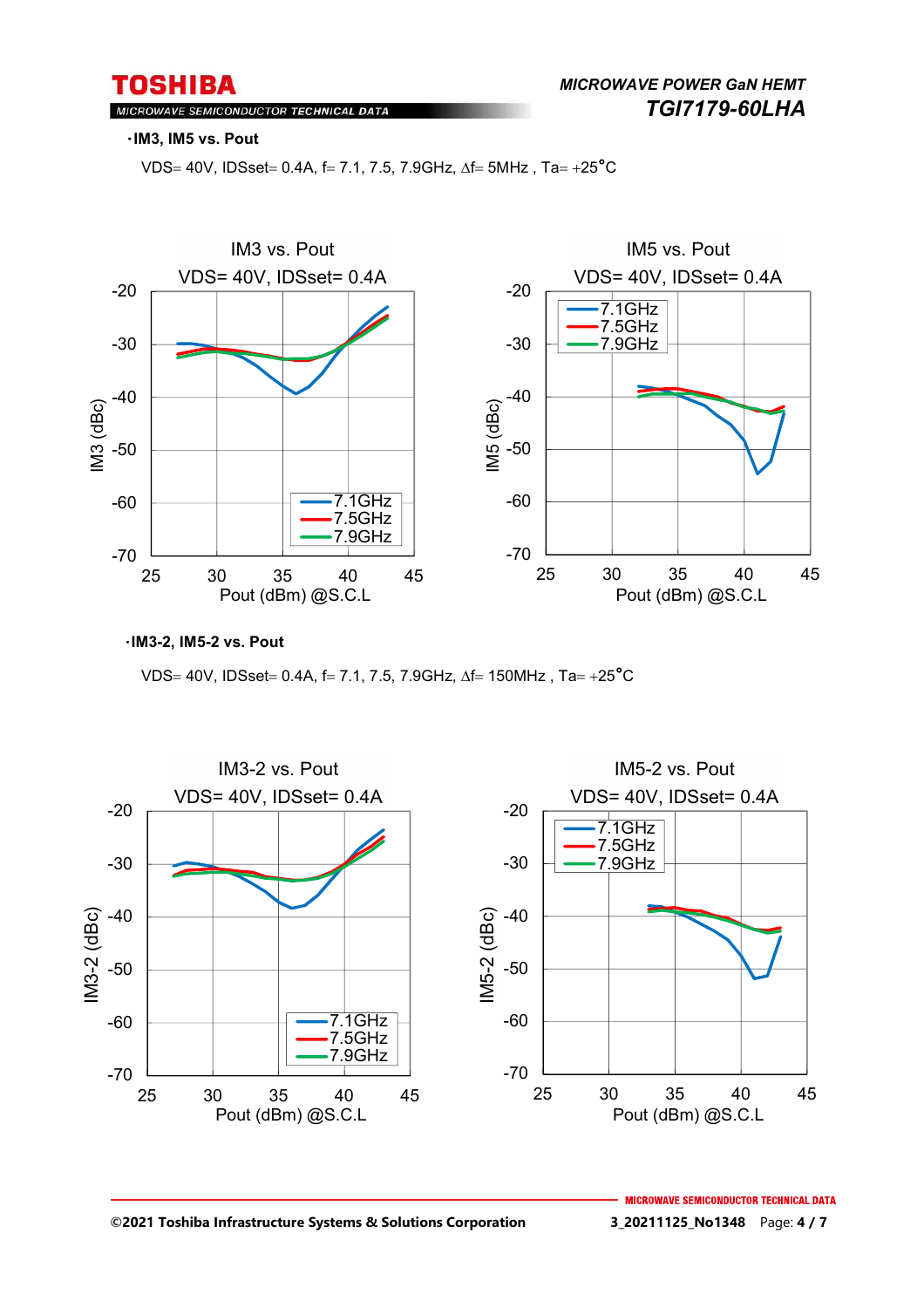·IM3, IM5 vs. Pout

VDS= 40V, IDSset= 0.4A, f= 7.1, 7.5, 7.9GHz, Δf= 5MHz , Ta= +25°C

IM3 vs. Pout
VDS= 40V, IDSset= 0.4A

IM3 (dBc)
-20
-30
-40
-50
-60
-70
25 30 35 40 45
Pout (dBm) @S.C.L
7.1GHz
7.5GHz
7.9GHz

IM5 vs. Pout
VDS= 40V, IDSset= 0.4A

IM5 (dBc)
-20
-30
-40
-50
-60
-70
25 30 35 40 45
Pout (dBm) @S.C.L
7.1GHz
7.5GHz
7.9GHz

·IM3-2, IM5-2 vs. Pout

VDS= 40V, IDSset= 0.4A, f= 7.1, 7.5, 7.9GHz, Δf= 150MHz , Ta= +25°C

IM3-2 vs. Pout
VDS= 40V, IDSset= 0.4A

IM3-2 (dBc)
-20
-30
-40
-50
-60
-70
25 30 35 40 45
Pout (dBm) @S.C.L
7.1GHz
7.5GHz
7.9GHz

IM5-2 vs. Pout
VDS= 40V, IDSset= 0.4A

IM5-2 (dBc)
-20
-30
-40
-50
-60
-70
25 30 35 40 45
Pout (dBm) @S.C.L
7.1GHz
7.5GHz
7.9GHz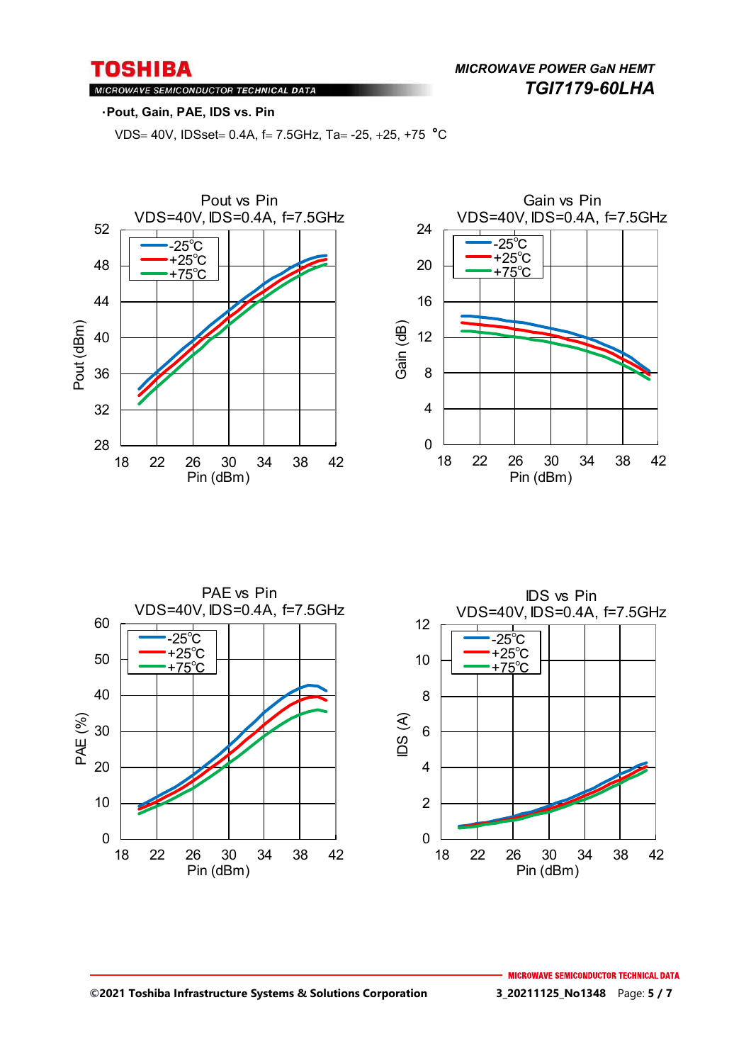### ·Pout, Gain, PAE, IDS vs. Pin

VDS= 40V, IDSset= 0.4A, f= 7.5GHz, Ta= -25, +25, +75 °C

Pout vs Pin
VDS=40V, IDS=0.4A, f=7.5GHz

-25℃
+25℃
+75℃

Pout (dBm)
52
48
44
40
36
32
28

18 22 26 30 34 38 42
Pin (dBm)

Gain vs Pin
VDS=40V, IDS=0.4A, f=7.5GHz

-25℃
+25℃
+75℃

Gain (dB)
24
20
16
12
8
4
0

18 22 26 30 34 38 42
Pin (dBm)

PAE vs Pin
VDS=40V, IDS=0.4A, f=7.5GHz

-25℃
+25℃
+75℃

PAE (%)
60
50
40
30
20
10
0

18 22 26 30 34 38 42
Pin (dBm)

IDS vs Pin
VDS=40V, IDS=0.4A, f=7.5GHz

-25℃
+25℃
+75℃

IDS (A)
12
10
8
6
4
2
0

18 22 26 30 34 38 42
Pin (dBm)

©2021 Toshiba Infrastructure Systems & Solutions Corporation

3_20211125_No1348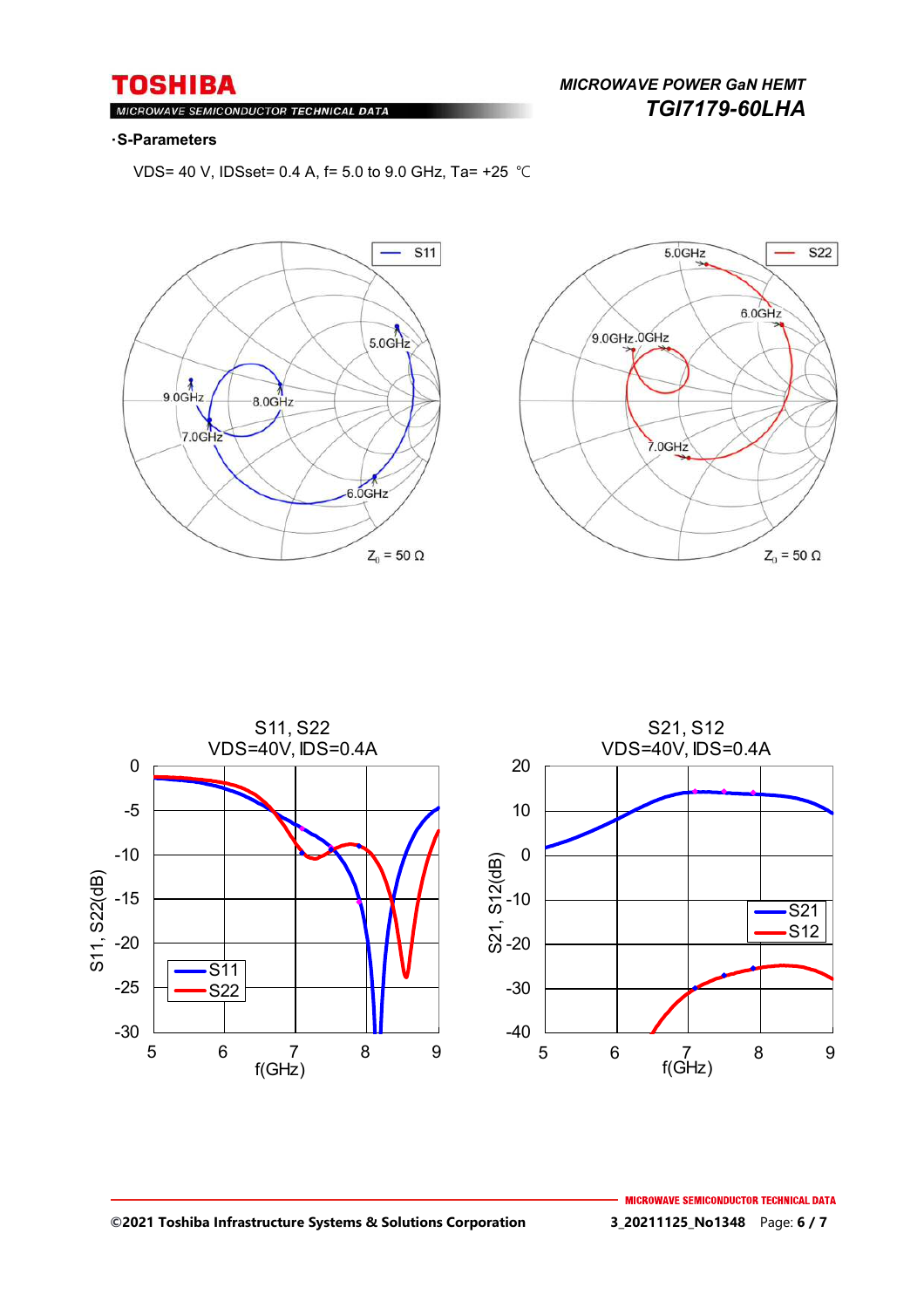·**S-Parameters**

VDS= 40 V, IDSset= 0.4 A, f= 5.0 to 9.0 GHz, Ta= +25 ℃

S11

5.0GHz

9.0GHz

8.0GHz

7.0GHz

6.0GHz

$Z_0$ = 50 Ω

S22

5.0GHz

6.0GHz

9.0GHz 8.0GHz

7.0GHz

$Z_0$ = 50 Ω

S11, S22
VDS=40V, IDS=0.4A

S11, S22(dB)

0
-5
-10
-15
-20
-25
-30

5 6 7 8 9

f(GHz)

S11
S22

S21, S12
VDS=40V, IDS=0.4A

S21, S12(dB)

20
10
0
-10
-20
-30
-40

5 6 7 8 9

f(GHz)

S21
S12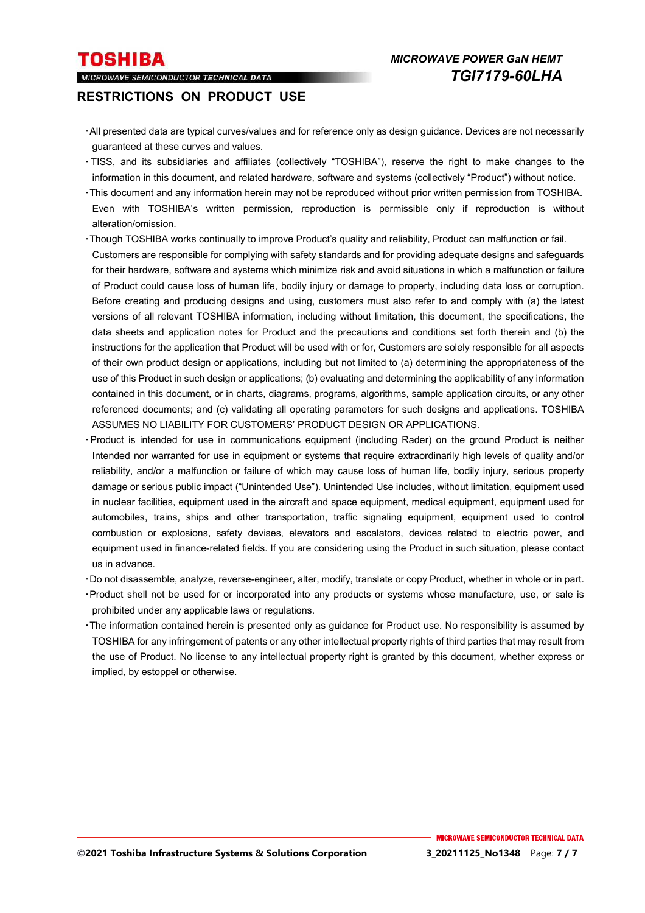## RESTRICTIONS ON PRODUCT USE

- All presented data are typical curves/values and for reference only as design guidance. Devices are not necessarily guaranteed at these curves and values.
- TISS, and its subsidiaries and affiliates (collectively "TOSHIBA"), reserve the right to make changes to the information in this document, and related hardware, software and systems (collectively "Product") without notice.
- This document and any information herein may not be reproduced without prior written permission from TOSHIBA. Even with TOSHIBA's written permission, reproduction is permissible only if reproduction is without alteration/omission.
- Though TOSHIBA works continually to improve Product's quality and reliability, Product can malfunction or fail. Customers are responsible for complying with safety standards and for providing adequate designs and safeguards for their hardware, software and systems which minimize risk and avoid situations in which a malfunction or failure of Product could cause loss of human life, bodily injury or damage to property, including data loss or corruption. Before creating and producing designs and using, customers must also refer to and comply with (a) the latest versions of all relevant TOSHIBA information, including without limitation, this document, the specifications, the data sheets and application notes for Product and the precautions and conditions set forth therein and (b) the instructions for the application that Product will be used with or for, Customers are solely responsible for all aspects of their own product design or applications, including but not limited to (a) determining the appropriateness of the use of this Product in such design or applications; (b) evaluating and determining the applicability of any information contained in this document, or in charts, diagrams, programs, algorithms, sample application circuits, or any other referenced documents; and (c) validating all operating parameters for such designs and applications. TOSHIBA ASSUMES NO LIABILITY FOR CUSTOMERS' PRODUCT DESIGN OR APPLICATIONS.
- Product is intended for use in communications equipment (including Rader) on the ground Product is neither Intended nor warranted for use in equipment or systems that require extraordinarily high levels of quality and/or reliability, and/or a malfunction or failure of which may cause loss of human life, bodily injury, serious property damage or serious public impact ("Unintended Use"). Unintended Use includes, without limitation, equipment used in nuclear facilities, equipment used in the aircraft and space equipment, medical equipment, equipment used for automobiles, trains, ships and other transportation, traffic signaling equipment, equipment used to control combustion or explosions, safety devises, elevators and escalators, devices related to electric power, and equipment used in finance-related fields. If you are considering using the Product in such situation, please contact us in advance.
- Do not disassemble, analyze, reverse-engineer, alter, modify, translate or copy Product, whether in whole or in part.
- Product shell not be used for or incorporated into any products or systems whose manufacture, use, or sale is prohibited under any applicable laws or regulations.
- The information contained herein is presented only as guidance for Product use. No responsibility is assumed by TOSHIBA for any infringement of patents or any other intellectual property rights of third parties that may result from the use of Product. No license to any intellectual property right is granted by this document, whether express or implied, by estoppel or otherwise.

©2021 Toshiba Infrastructure Systems & Solutions Corporation 3_20211125_No1348